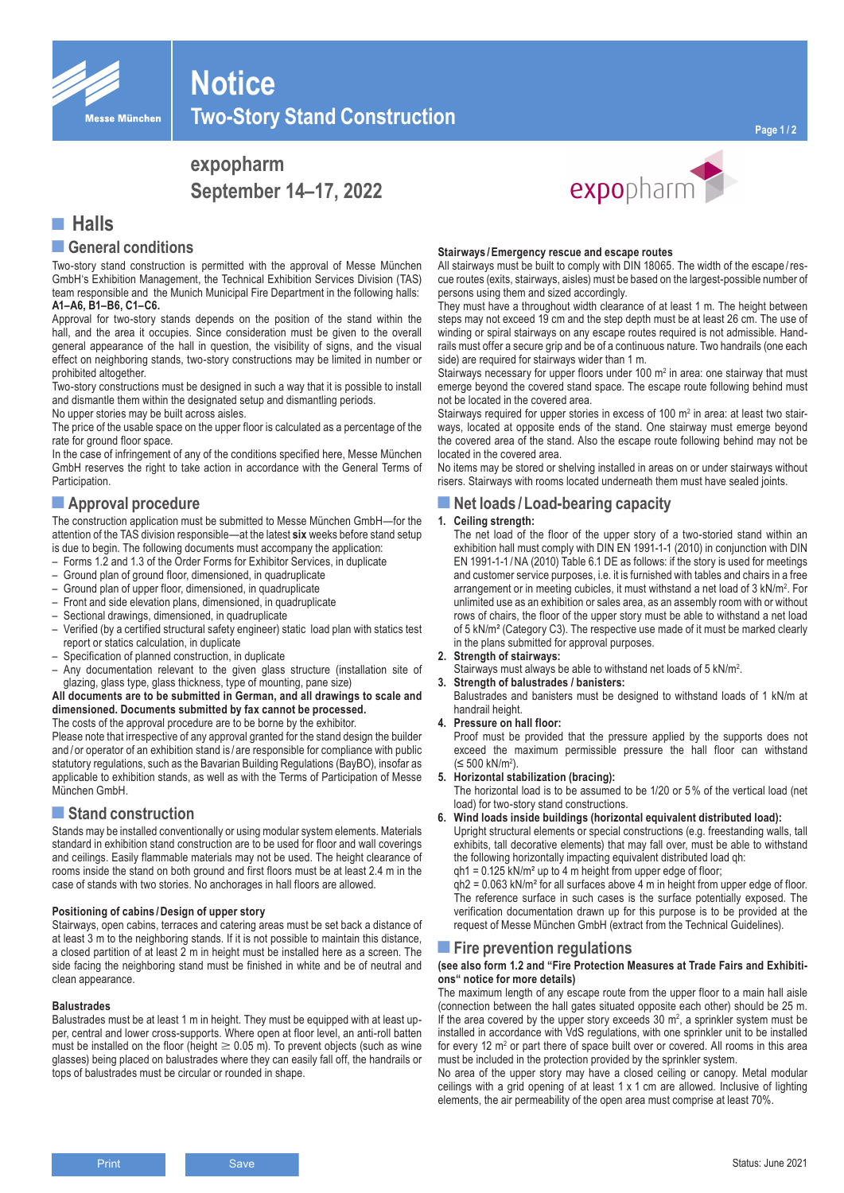# Notice
## Two-Story Stand Construction

**expopharm**
**September 14–17, 2022**

# Halls

## General conditions

Two-story stand construction is permitted with the approval of Messe München GmbH's Exhibition Management, the Technical Exhibition Services Division (TAS) team responsible and the Munich Municipal Fire Department in the following halls: **A1–A6, B1–B6, C1–C6.**

Approval for two-story stands depends on the position of the stand within the hall, and the area it occupies. Since consideration must be given to the overall general appearance of the hall in question, the visibility of signs, and the visual effect on neighboring stands, two-story constructions may be limited in number or prohibited altogether.

Two-story constructions must be designed in such a way that it is possible to install and dismantle them within the designated setup and dismantling periods.

No upper stories may be built across aisles.

The price of the usable space on the upper floor is calculated as a percentage of the rate for ground floor space.

In the case of infringement of any of the conditions specified here, Messe München GmbH reserves the right to take action in accordance with the General Terms of Participation.

## Approval procedure

The construction application must be submitted to Messe München GmbH—for the attention of the TAS division responsible—at the latest **six** weeks before stand setup is due to begin. The following documents must accompany the application:

- Forms 1.2 and 1.3 of the Order Forms for Exhibitor Services, in duplicate
- Ground plan of ground floor, dimensioned, in quadruplicate
- Ground plan of upper floor, dimensioned, in quadruplicate
- Front and side elevation plans, dimensioned, in quadruplicate
- Sectional drawings, dimensioned, in quadruplicate
- Verified (by a certified structural safety engineer) static load plan with statics test report or statics calculation, in duplicate
- Specification of planned construction, in duplicate
- Any documentation relevant to the given glass structure (installation site of glazing, glass type, glass thickness, type of mounting, pane size)

**All documents are to be submitted in German, and all drawings to scale and dimensioned. Documents submitted by fax cannot be processed.**

The costs of the approval procedure are to be borne by the exhibitor.

Please note that irrespective of any approval granted for the stand design the builder and / or operator of an exhibition stand is / are responsible for compliance with public statutory regulations, such as the Bavarian Building Regulations (BayBO), insofar as applicable to exhibition stands, as well as with the Terms of Participation of Messe München GmbH.

## Stand construction

Stands may be installed conventionally or using modular system elements. Materials standard in exhibition stand construction are to be used for floor and wall coverings and ceilings. Easily flammable materials may not be used. The height clearance of rooms inside the stand on both ground and first floors must be at least 2.4 m in the case of stands with two stories. No anchorages in hall floors are allowed.

### Positioning of cabins / Design of upper story

Stairways, open cabins, terraces and catering areas must be set back a distance of at least 3 m to the neighboring stands. If it is not possible to maintain this distance, a closed partition of at least 2 m in height must be installed here as a screen. The side facing the neighboring stand must be finished in white and be of neutral and clean appearance.

### Balustrades

Balustrades must be at least 1 m in height. They must be equipped with at least upper, central and lower cross-supports. Where open at floor level, an anti-roll batten must be installed on the floor (height $\geq$ 0.05 m). To prevent objects (such as wine glasses) being placed on balustrades where they can easily fall off, the handrails or tops of balustrades must be circular or rounded in shape.

### Stairways / Emergency rescue and escape routes

All stairways must be built to comply with DIN 18065. The width of the escape / rescue routes (exits, stairways, aisles) must be based on the largest-possible number of persons using them and sized accordingly.

They must have a throughout width clearance of at least 1 m. The height between steps may not exceed 19 cm and the step depth must be at least 26 cm. The use of winding or spiral stairways on any escape routes required is not admissible. Handrails must offer a secure grip and be of a continuous nature. Two handrails (one each side) are required for stairways wider than 1 m.

Stairways necessary for upper floors under 100 m² in area: one stairway that must emerge beyond the covered stand space. The escape route following behind must not be located in the covered area.

Stairways required for upper stories in excess of 100 m² in area: at least two stairways, located at opposite ends of the stand. One stairway must emerge beyond the covered area of the stand. Also the escape route following behind may not be located in the covered area.

No items may be stored or shelving installed in areas on or under stairways without risers. Stairways with rooms located underneath them must have sealed joints.

## Net loads / Load-bearing capacity

1. **Ceiling strength:**
   The net load of the floor of the upper story of a two-storied stand within an exhibition hall must comply with DIN EN 1991-1-1 (2010) in conjunction with DIN EN 1991-1-1 / NA (2010) Table 6.1 DE as follows: if the story is used for meetings and customer service purposes, i.e. it is furnished with tables and chairs in a free arrangement or in meeting cubicles, it must withstand a net load of 3 kN/m². For unlimited use as an exhibition or sales area, as an assembly room with or without rows of chairs, the floor of the upper story must be able to withstand a net load of 5 kN/m² (Category C3). The respective use made of it must be marked clearly in the plans submitted for approval purposes.
2. **Strength of stairways:**
   Stairways must always be able to withstand net loads of 5 kN/m².
3. **Strength of balustrades / banisters:**
   Balustrades and banisters must be designed to withstand loads of 1 kN/m at handrail height.
4. **Pressure on hall floor:**
   Proof must be provided that the pressure applied by the supports does not exceed the maximum permissible pressure the hall floor can withstand ($\leq$ 500 kN/m²).
5. **Horizontal stabilization (bracing):**
   The horizontal load is to be assumed to be 1/20 or 5 % of the vertical load (net load) for two-story stand constructions.
6. **Wind loads inside buildings (horizontal equivalent distributed load):**
   Upright structural elements or special constructions (e.g. freestanding walls, tall exhibits, tall decorative elements) that may fall over, must be able to withstand the following horizontally impacting equivalent distributed load qh:
   $q_{h1}$ = 0.125 kN/m² up to 4 m height from upper edge of floor;
   $q_{h2}$ = 0.063 kN/m² for all surfaces above 4 m in height from upper edge of floor.
   The reference surface in such cases is the surface potentially exposed. The verification documentation drawn up for this purpose is to be provided at the request of Messe München GmbH (extract from the Technical Guidelines).

## Fire prevention regulations

**(see also form 1.2 and "Fire Protection Measures at Trade Fairs and Exhibitions" notice for more details)**

The maximum length of any escape route from the upper floor to a main hall aisle (connection between the hall gates situated opposite each other) should be 25 m.

If the area covered by the upper story exceeds 30 m², a sprinkler system must be installed in accordance with VdS regulations, with one sprinkler unit to be installed for every 12 m² or part there of space built over or covered. All rooms in this area must be included in the protection provided by the sprinkler system.

No area of the upper story may have a closed ceiling or canopy. Metal modular ceilings with a grid opening of at least 1 x 1 cm are allowed. Inclusive of lighting elements, the air permeability of the open area must comprise at least 70%.

Status: June 2021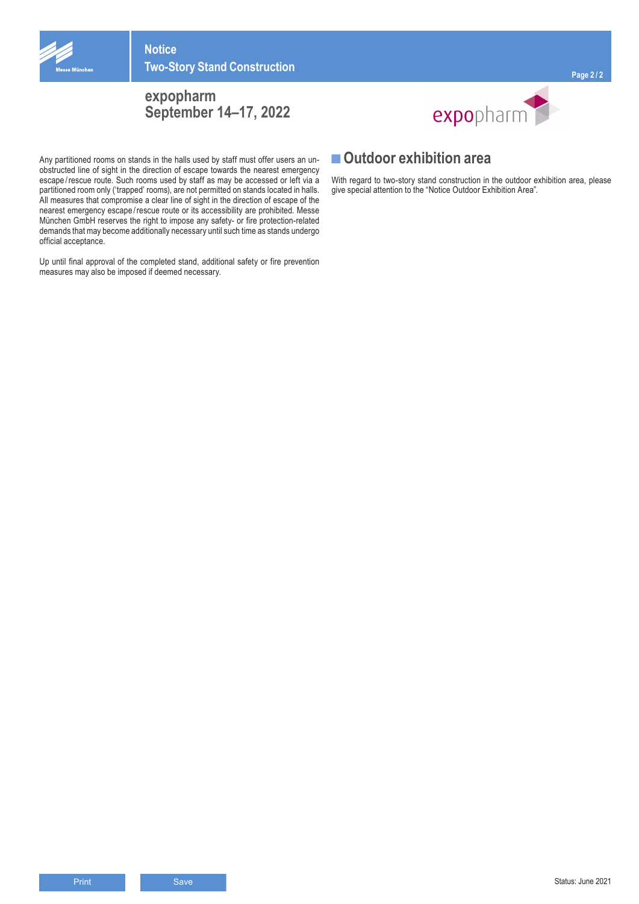Any partitioned rooms on stands in the halls used by staff must offer users an unobstructed line of sight in the direction of escape towards the nearest emergency escape / rescue route. Such rooms used by staff as may be accessed or left via a partitioned room only ('trapped' rooms), are not permitted on stands located in halls. All measures that compromise a clear line of sight in the direction of escape of the nearest emergency escape / rescue route or its accessibility are prohibited. Messe München GmbH reserves the right to impose any safety- or fire protection-related demands that may become additionally necessary until such time as stands undergo official acceptance.

Up until final approval of the completed stand, additional safety or fire prevention measures may also be imposed if deemed necessary.

## Outdoor exhibition area

With regard to two-story stand construction in the outdoor exhibition area, please give special attention to the "Notice Outdoor Exhibition Area".

Status: June 2021